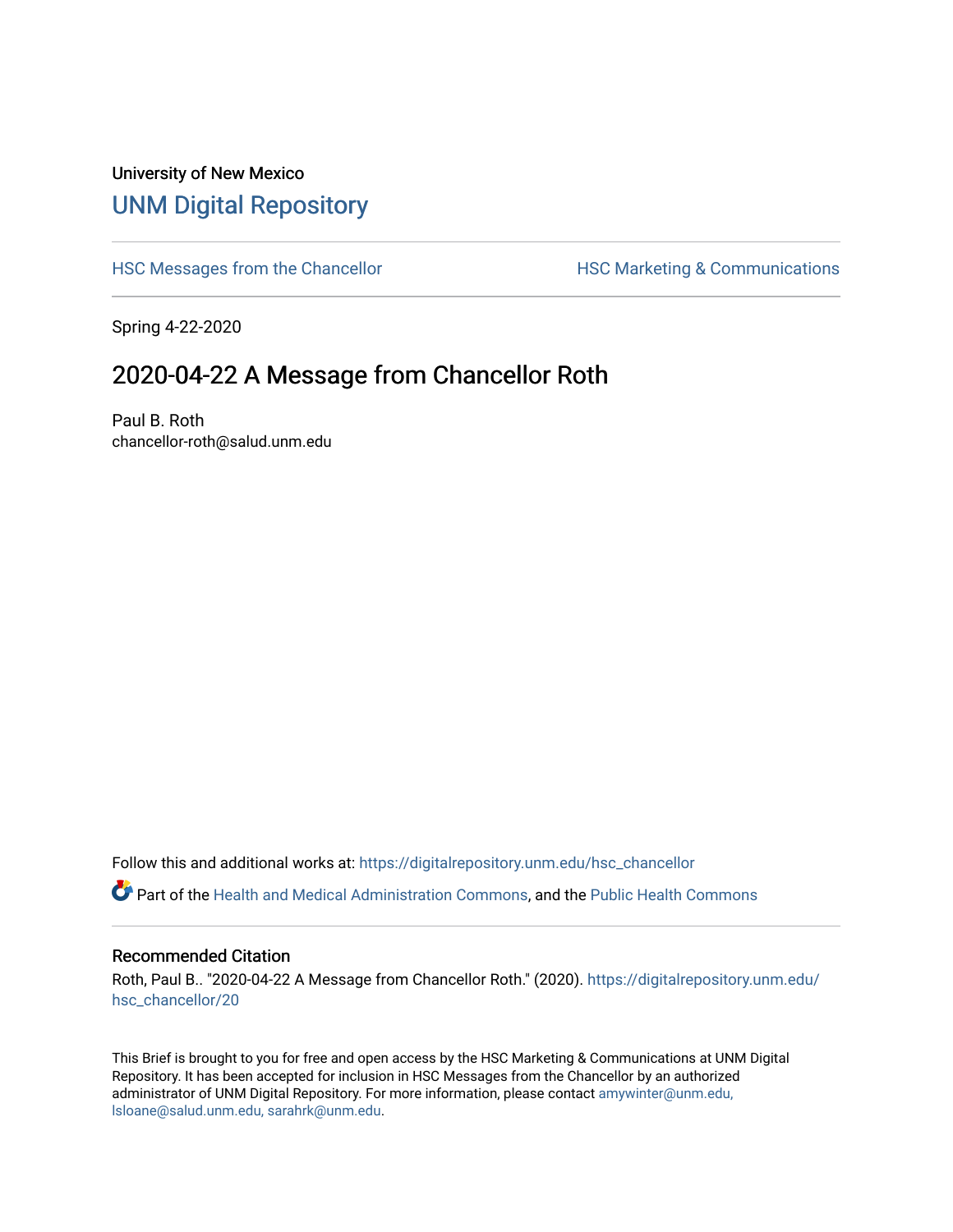University of New Mexico

# UNM Digital Repository

HSC Messages from the Chancellor

HSC Marketing & Communications

Spring 4-22-2020

## 2020-04-22 A Message from Chancellor Roth

Paul B. Roth
chancellor-roth@salud.unm.edu

Follow this and additional works at: https://digitalrepository.unm.edu/hsc_chancellor

Part of the Health and Medical Administration Commons, and the Public Health Commons

### Recommended Citation

Roth, Paul B.. "2020-04-22 A Message from Chancellor Roth." (2020). https://digitalrepository.unm.edu/hsc_chancellor/20

This Brief is brought to you for free and open access by the HSC Marketing & Communications at UNM Digital Repository. It has been accepted for inclusion in HSC Messages from the Chancellor by an authorized administrator of UNM Digital Repository. For more information, please contact amywinter@unm.edu, lsloane@salud.unm.edu, sarahrk@unm.edu.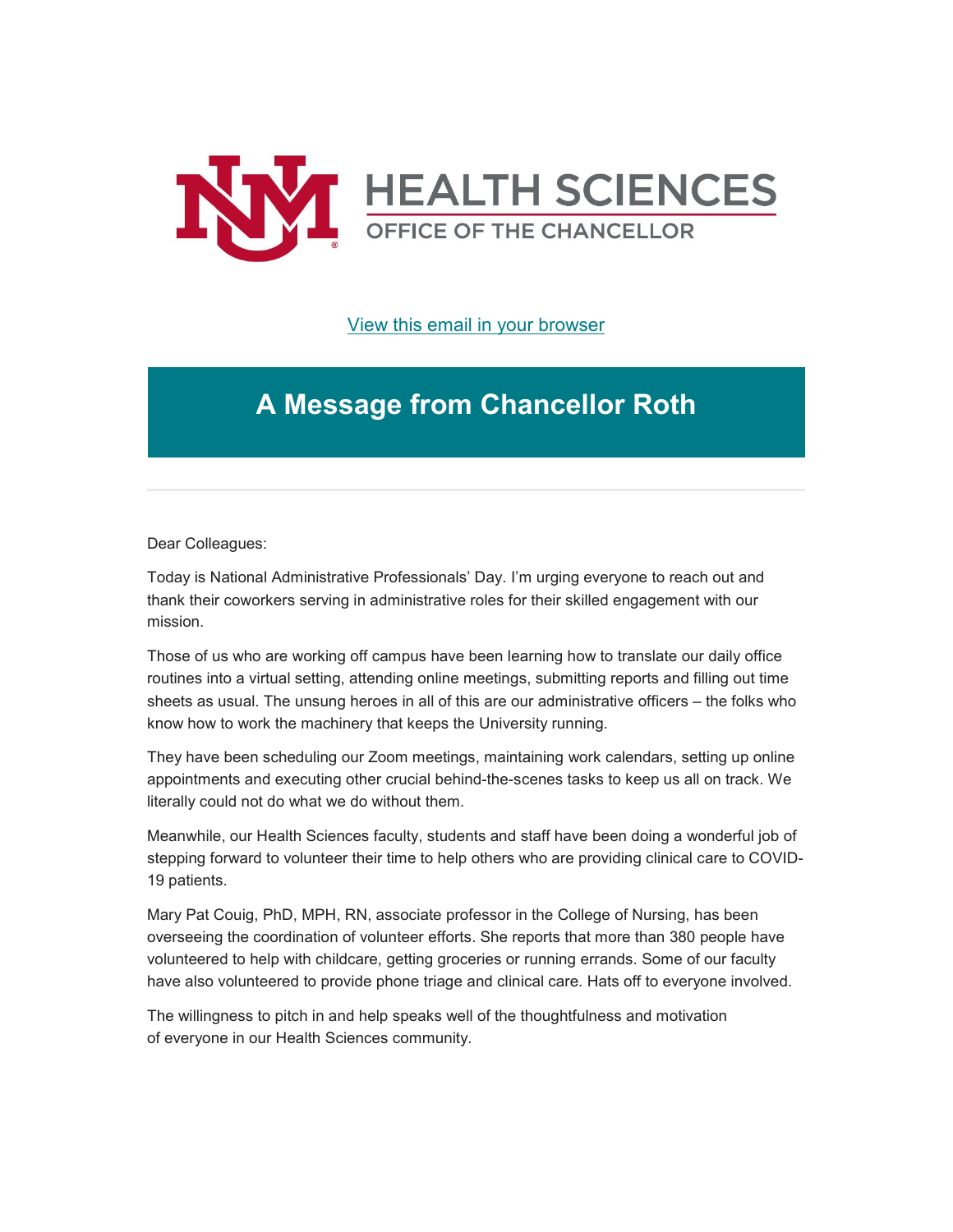HEALTH SCIENCES
OFFICE OF THE CHANCELLOR

View this email in your browser

# A Message from Chancellor Roth

Dear Colleagues:

Today is National Administrative Professionals' Day. I'm urging everyone to reach out and thank their coworkers serving in administrative roles for their skilled engagement with our mission.

Those of us who are working off campus have been learning how to translate our daily office routines into a virtual setting, attending online meetings, submitting reports and filling out time sheets as usual. The unsung heroes in all of this are our administrative officers – the folks who know how to work the machinery that keeps the University running.

They have been scheduling our Zoom meetings, maintaining work calendars, setting up online appointments and executing other crucial behind-the-scenes tasks to keep us all on track. We literally could not do what we do without them.

Meanwhile, our Health Sciences faculty, students and staff have been doing a wonderful job of stepping forward to volunteer their time to help others who are providing clinical care to COVID-19 patients.

Mary Pat Couig, PhD, MPH, RN, associate professor in the College of Nursing, has been overseeing the coordination of volunteer efforts. She reports that more than 380 people have volunteered to help with childcare, getting groceries or running errands. Some of our faculty have also volunteered to provide phone triage and clinical care. Hats off to everyone involved.

The willingness to pitch in and help speaks well of the thoughtfulness and motivation of everyone in our Health Sciences community.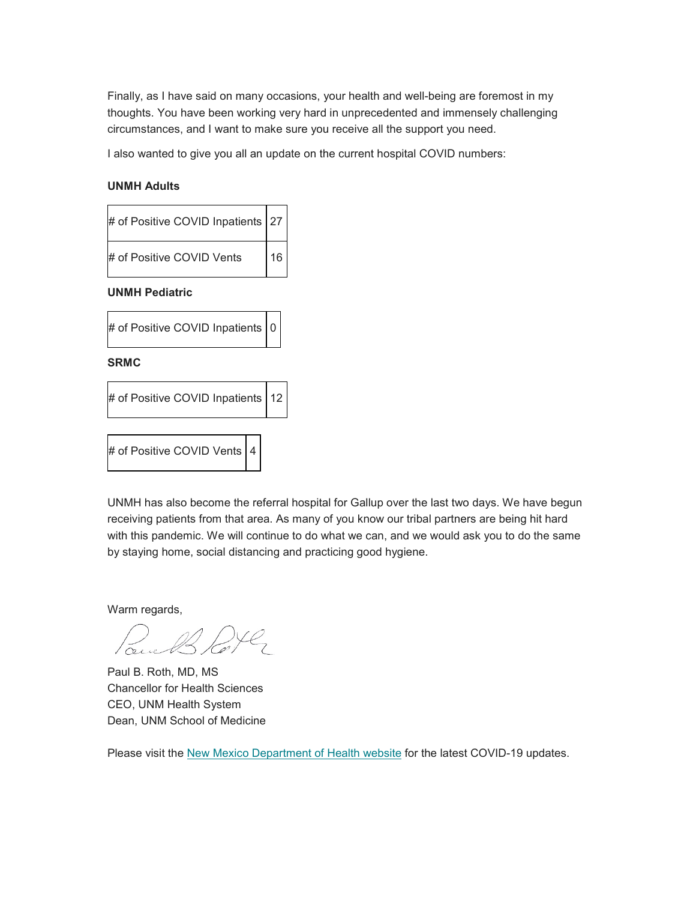Finally, as I have said on many occasions, your health and well-being are foremost in my thoughts. You have been working very hard in unprecedented and immensely challenging circumstances, and I want to make sure you receive all the support you need.

I also wanted to give you all an update on the current hospital COVID numbers:

**UNMH Adults**

| | |
|---|---|
| # of Positive COVID Inpatients | 27 |
| # of Positive COVID Vents | 16 |

**UNMH Pediatric**

| | |
|---|---|
| # of Positive COVID Inpatients | 0 |

**SRMC**

| | |
|---|---|
| # of Positive COVID Inpatients | 12 |
| # of Positive COVID Vents | 4 |

UNMH has also become the referral hospital for Gallup over the last two days. We have begun receiving patients from that area. As many of you know our tribal partners are being hit hard with this pandemic. We will continue to do what we can, and we would ask you to do the same by staying home, social distancing and practicing good hygiene.

Warm regards,

Paul B. Roth, MD, MS
Chancellor for Health Sciences
CEO, UNM Health System
Dean, UNM School of Medicine

Please visit the New Mexico Department of Health website for the latest COVID-19 updates.